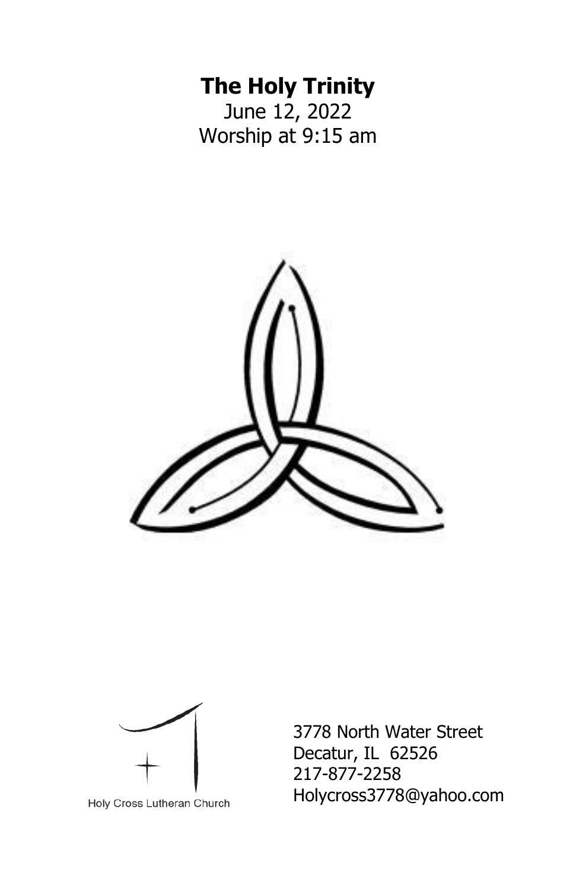# The Holy Trinity

June 12, 2022

Worship at 9:15 am

Holy Cross Lutheran Church

3778 North Water Street
Decatur, IL 62526
217-877-2258
Holycross3778@yahoo.com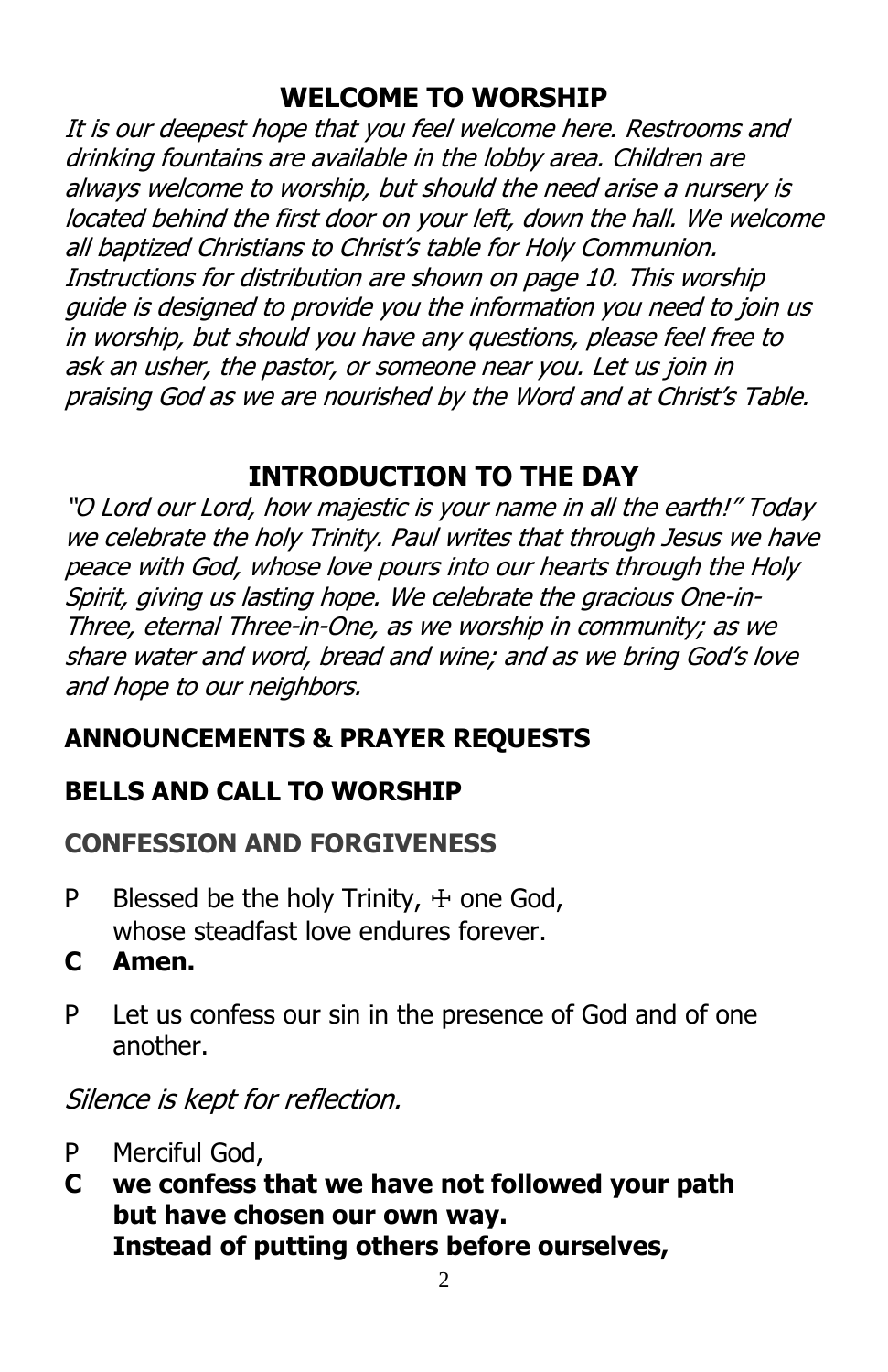## WELCOME TO WORSHIP

*It is our deepest hope that you feel welcome here. Restrooms and drinking fountains are available in the lobby area. Children are always welcome to worship, but should the need arise a nursery is located behind the first door on your left, down the hall. We welcome all baptized Christians to Christ's table for Holy Communion. Instructions for distribution are shown on page 10. This worship guide is designed to provide you the information you need to join us in worship, but should you have any questions, please feel free to ask an usher, the pastor, or someone near you. Let us join in praising God as we are nourished by the Word and at Christ's Table.*

## INTRODUCTION TO THE DAY

*"O Lord our Lord, how majestic is your name in all the earth!" Today we celebrate the holy Trinity. Paul writes that through Jesus we have peace with God, whose love pours into our hearts through the Holy Spirit, giving us lasting hope. We celebrate the gracious One-in-Three, eternal Three-in-One, as we worship in community; as we share water and word, bread and wine; and as we bring God's love and hope to our neighbors.*

### ANNOUNCEMENTS & PRAYER REQUESTS

### BELLS AND CALL TO WORSHIP

### CONFESSION AND FORGIVENESS

P Blessed be the holy Trinity, ☩ one God,
whose steadfast love endures forever.

**C Amen.**

P Let us confess our sin in the presence of God and of one another.

*Silence is kept for reflection.*

P Merciful God,

**C we confess that we have not followed your path**
**but have chosen our own way.**
**Instead of putting others before ourselves,**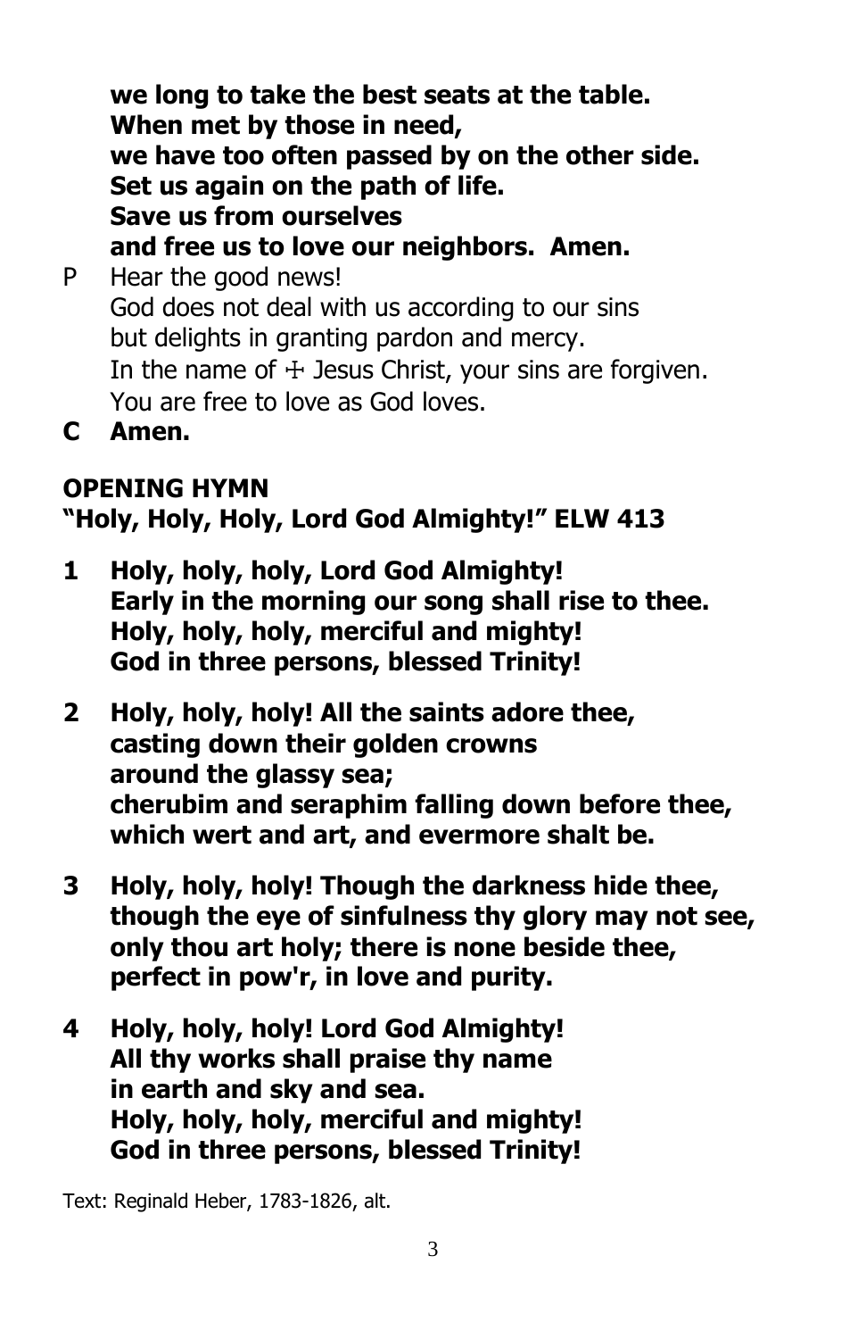**we long to take the best seats at the table.**
**When met by those in need,**
**we have too often passed by on the other side.**
**Set us again on the path of life.**
**Save us from ourselves**
**and free us to love our neighbors. Amen.**

P Hear the good news!
God does not deal with us according to our sins
but delights in granting pardon and mercy.
In the name of ☩ Jesus Christ, your sins are forgiven.
You are free to love as God loves.

**C Amen.**

## OPENING HYMN
## "Holy, Holy, Holy, Lord God Almighty!" ELW 413

**1 Holy, holy, holy, Lord God Almighty!**
**Early in the morning our song shall rise to thee.**
**Holy, holy, holy, merciful and mighty!**
**God in three persons, blessed Trinity!**

**2 Holy, holy, holy! All the saints adore thee,**
**casting down their golden crowns**
**around the glassy sea;**
**cherubim and seraphim falling down before thee,**
**which wert and art, and evermore shalt be.**

**3 Holy, holy, holy! Though the darkness hide thee,**
**though the eye of sinfulness thy glory may not see,**
**only thou art holy; there is none beside thee,**
**perfect in pow'r, in love and purity.**

**4 Holy, holy, holy! Lord God Almighty!**
**All thy works shall praise thy name**
**in earth and sky and sea.**
**Holy, holy, holy, merciful and mighty!**
**God in three persons, blessed Trinity!**

Text: Reginald Heber, 1783-1826, alt.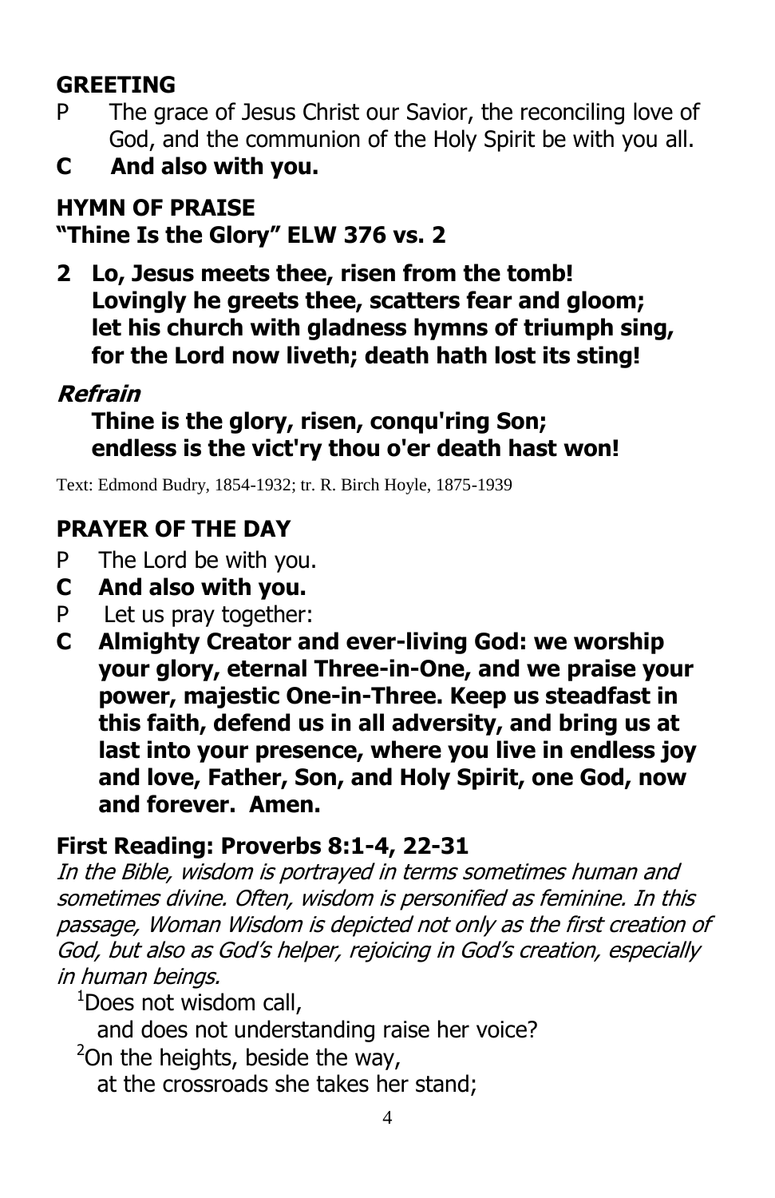## GREETING

P The grace of Jesus Christ our Savior, the reconciling love of God, and the communion of the Holy Spirit be with you all.

**C And also with you.**

## HYMN OF PRAISE
## "Thine Is the Glory" ELW 376 vs. 2

**2 Lo, Jesus meets thee, risen from the tomb!**
**Lovingly he greets thee, scatters fear and gloom;**
**let his church with gladness hymns of triumph sing,**
**for the Lord now liveth; death hath lost its sting!**

***Refrain***

**Thine is the glory, risen, conqu'ring Son;**
**endless is the vict'ry thou o'er death hast won!**

Text: Edmond Budry, 1854-1932; tr. R. Birch Hoyle, 1875-1939

## PRAYER OF THE DAY

P The Lord be with you.

**C And also with you.**

P Let us pray together:

**C Almighty Creator and ever-living God: we worship your glory, eternal Three-in-One, and we praise your power, majestic One-in-Three. Keep us steadfast in this faith, defend us in all adversity, and bring us at last into your presence, where you live in endless joy and love, Father, Son, and Holy Spirit, one God, now and forever. Amen.**

## First Reading: Proverbs 8:1-4, 22-31

*In the Bible, wisdom is portrayed in terms sometimes human and sometimes divine. Often, wisdom is personified as feminine. In this passage, Woman Wisdom is depicted not only as the first creation of God, but also as God's helper, rejoicing in God's creation, especially in human beings.*

[1]Does not wisdom call,
  and does not understanding raise her voice?
[2]On the heights, beside the way,
  at the crossroads she takes her stand;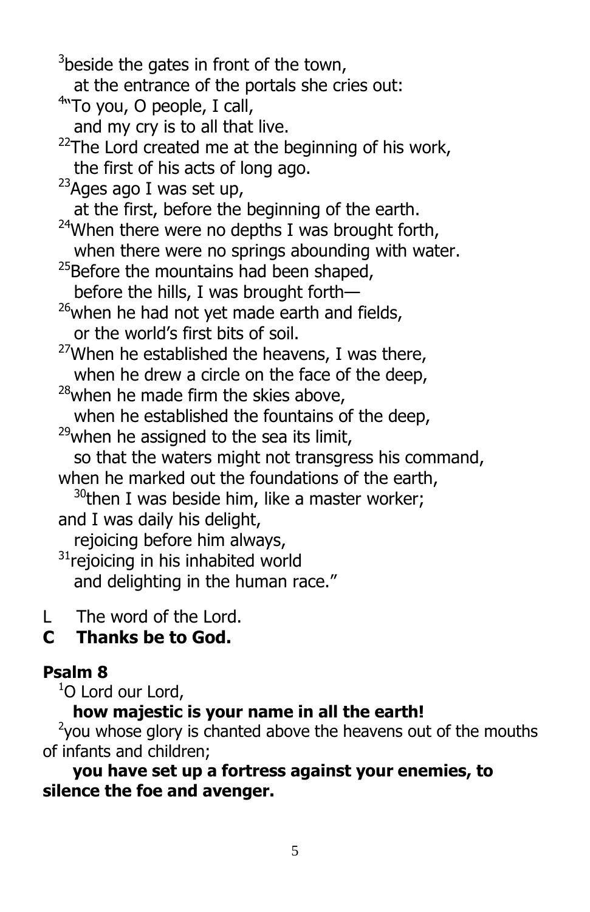[3]beside the gates in front of the town,
  at the entrance of the portals she cries out:
[4]"To you, O people, I call,
  and my cry is to all that live.
[22]The Lord created me at the beginning of his work,
  the first of his acts of long ago.
[23]Ages ago I was set up,
  at the first, before the beginning of the earth.
[24]When there were no depths I was brought forth,
  when there were no springs abounding with water.
[25]Before the mountains had been shaped,
  before the hills, I was brought forth—
[26]when he had not yet made earth and fields,
  or the world's first bits of soil.
[27]When he established the heavens, I was there,
  when he drew a circle on the face of the deep,
[28]when he made firm the skies above,
  when he established the fountains of the deep,
[29]when he assigned to the sea its limit,
  so that the waters might not transgress his command,
when he marked out the foundations of the earth,
  [30]then I was beside him, like a master worker;
and I was daily his delight,
  rejoicing before him always,
[31]rejoicing in his inhabited world
  and delighting in the human race."

L The word of the Lord.

**C Thanks be to God.**

**Psalm 8**

[1]O Lord our Lord,

**how majestic is your name in all the earth!**

[2]you whose glory is chanted above the heavens out of the mouths of infants and children;

**you have set up a fortress against your enemies, to silence the foe and avenger.**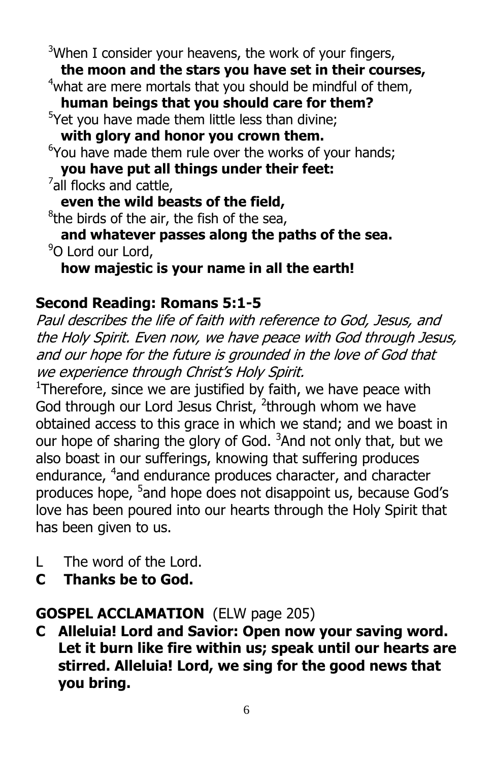[3]When I consider your heavens, the work of your fingers,
**the moon and the stars you have set in their courses,**
[4]what are mere mortals that you should be mindful of them,
**human beings that you should care for them?**
[5]Yet you have made them little less than divine;
**with glory and honor you crown them.**
[6]You have made them rule over the works of your hands;
**you have put all things under their feet:**
[7]all flocks and cattle,
**even the wild beasts of the field,**
[8]the birds of the air, the fish of the sea,
**and whatever passes along the paths of the sea.**
[9]O Lord our Lord,
**how majestic is your name in all the earth!**

## Second Reading: Romans 5:1-5

*Paul describes the life of faith with reference to God, Jesus, and the Holy Spirit. Even now, we have peace with God through Jesus, and our hope for the future is grounded in the love of God that we experience through Christ's Holy Spirit.*

[1]Therefore, since we are justified by faith, we have peace with God through our Lord Jesus Christ, [2]through whom we have obtained access to this grace in which we stand; and we boast in our hope of sharing the glory of God. [3]And not only that, but we also boast in our sufferings, knowing that suffering produces endurance, [4]and endurance produces character, and character produces hope, [5]and hope does not disappoint us, because God's love has been poured into our hearts through the Holy Spirit that has been given to us.

L The word of the Lord.
**C Thanks be to God.**

## GOSPEL ACCLAMATION (ELW page 205)

**C Alleluia! Lord and Savior: Open now your saving word. Let it burn like fire within us; speak until our hearts are stirred. Alleluia! Lord, we sing for the good news that you bring.**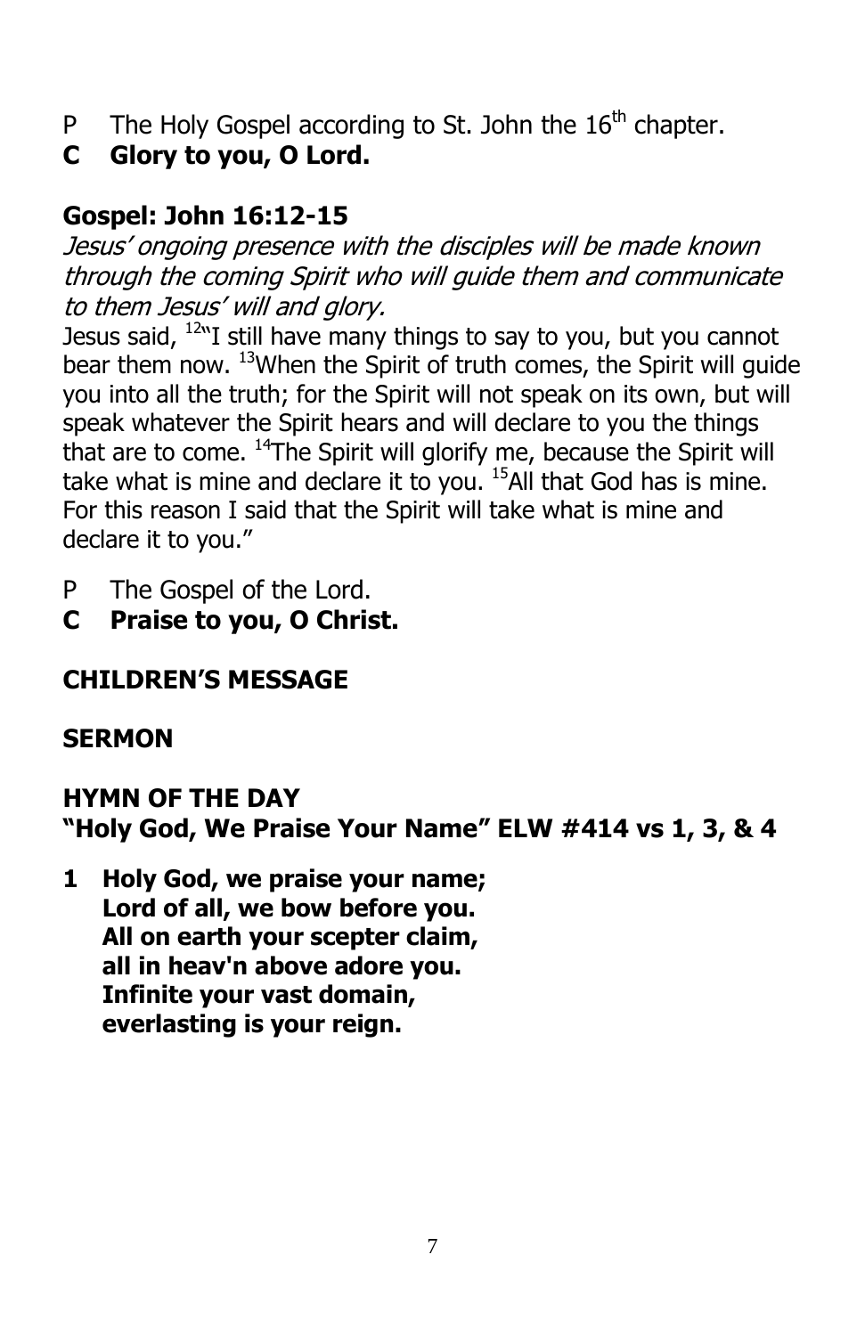P The Holy Gospel according to St. John the 16th chapter.

**C Glory to you, O Lord.**

## Gospel: John 16:12-15

*Jesus' ongoing presence with the disciples will be made known through the coming Spirit who will guide them and communicate to them Jesus' will and glory.*

Jesus said, [12]"I still have many things to say to you, but you cannot bear them now. [13]When the Spirit of truth comes, the Spirit will guide you into all the truth; for the Spirit will not speak on its own, but will speak whatever the Spirit hears and will declare to you the things that are to come. [14]The Spirit will glorify me, because the Spirit will take what is mine and declare it to you. [15]All that God has is mine. For this reason I said that the Spirit will take what is mine and declare it to you."

P The Gospel of the Lord.

**C Praise to you, O Christ.**

## CHILDREN'S MESSAGE

## SERMON

## HYMN OF THE DAY
## "Holy God, We Praise Your Name" ELW #414 vs 1, 3, & 4

**1 Holy God, we praise your name;**
**Lord of all, we bow before you.**
**All on earth your scepter claim,**
**all in heav'n above adore you.**
**Infinite your vast domain,**
**everlasting is your reign.**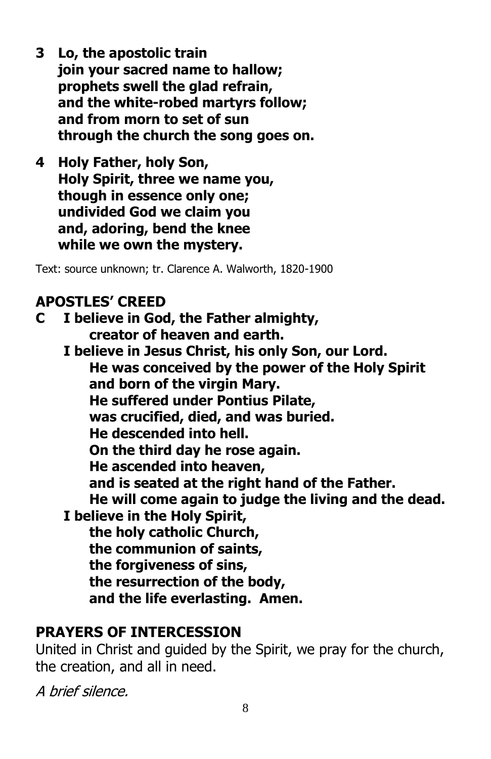**3 Lo, the apostolic train**
**join your sacred name to hallow;**
**prophets swell the glad refrain,**
**and the white-robed martyrs follow;**
**and from morn to set of sun**
**through the church the song goes on.**

**4 Holy Father, holy Son,**
**Holy Spirit, three we name you,**
**though in essence only one;**
**undivided God we claim you**
**and, adoring, bend the knee**
**while we own the mystery.**

Text: source unknown; tr. Clarence A. Walworth, 1820-1900

## APOSTLES' CREED

**C I believe in God, the Father almighty,**
**creator of heaven and earth.**
**I believe in Jesus Christ, his only Son, our Lord.**
**He was conceived by the power of the Holy Spirit**
**and born of the virgin Mary.**
**He suffered under Pontius Pilate,**
**was crucified, died, and was buried.**
**He descended into hell.**
**On the third day he rose again.**
**He ascended into heaven,**
**and is seated at the right hand of the Father.**
**He will come again to judge the living and the dead.**
**I believe in the Holy Spirit,**
**the holy catholic Church,**
**the communion of saints,**
**the forgiveness of sins,**
**the resurrection of the body,**
**and the life everlasting. Amen.**

## PRAYERS OF INTERCESSION

United in Christ and guided by the Spirit, we pray for the church, the creation, and all in need.

*A brief silence.*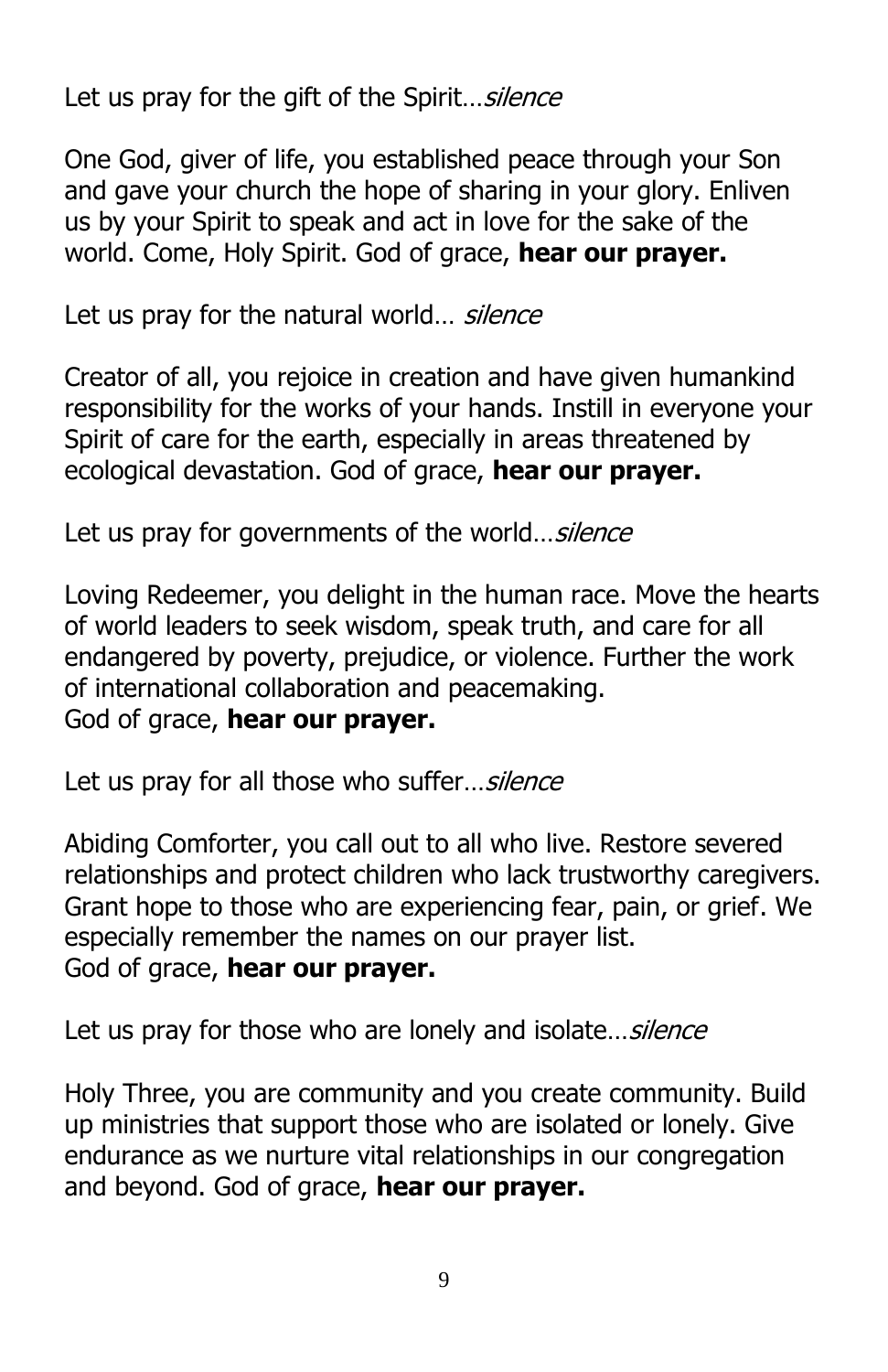Let us pray for the gift of the Spirit…*silence*

One God, giver of life, you established peace through your Son and gave your church the hope of sharing in your glory. Enliven us by your Spirit to speak and act in love for the sake of the world. Come, Holy Spirit. God of grace, **hear our prayer.**

Let us pray for the natural world… *silence*

Creator of all, you rejoice in creation and have given humankind responsibility for the works of your hands. Instill in everyone your Spirit of care for the earth, especially in areas threatened by ecological devastation. God of grace, **hear our prayer.**

Let us pray for governments of the world…*silence*

Loving Redeemer, you delight in the human race. Move the hearts of world leaders to seek wisdom, speak truth, and care for all endangered by poverty, prejudice, or violence. Further the work of international collaboration and peacemaking.
God of grace, **hear our prayer.**

Let us pray for all those who suffer…*silence*

Abiding Comforter, you call out to all who live. Restore severed relationships and protect children who lack trustworthy caregivers. Grant hope to those who are experiencing fear, pain, or grief. We especially remember the names on our prayer list.
God of grace, **hear our prayer.**

Let us pray for those who are lonely and isolate…*silence*

Holy Three, you are community and you create community. Build up ministries that support those who are isolated or lonely. Give endurance as we nurture vital relationships in our congregation and beyond. God of grace, **hear our prayer.**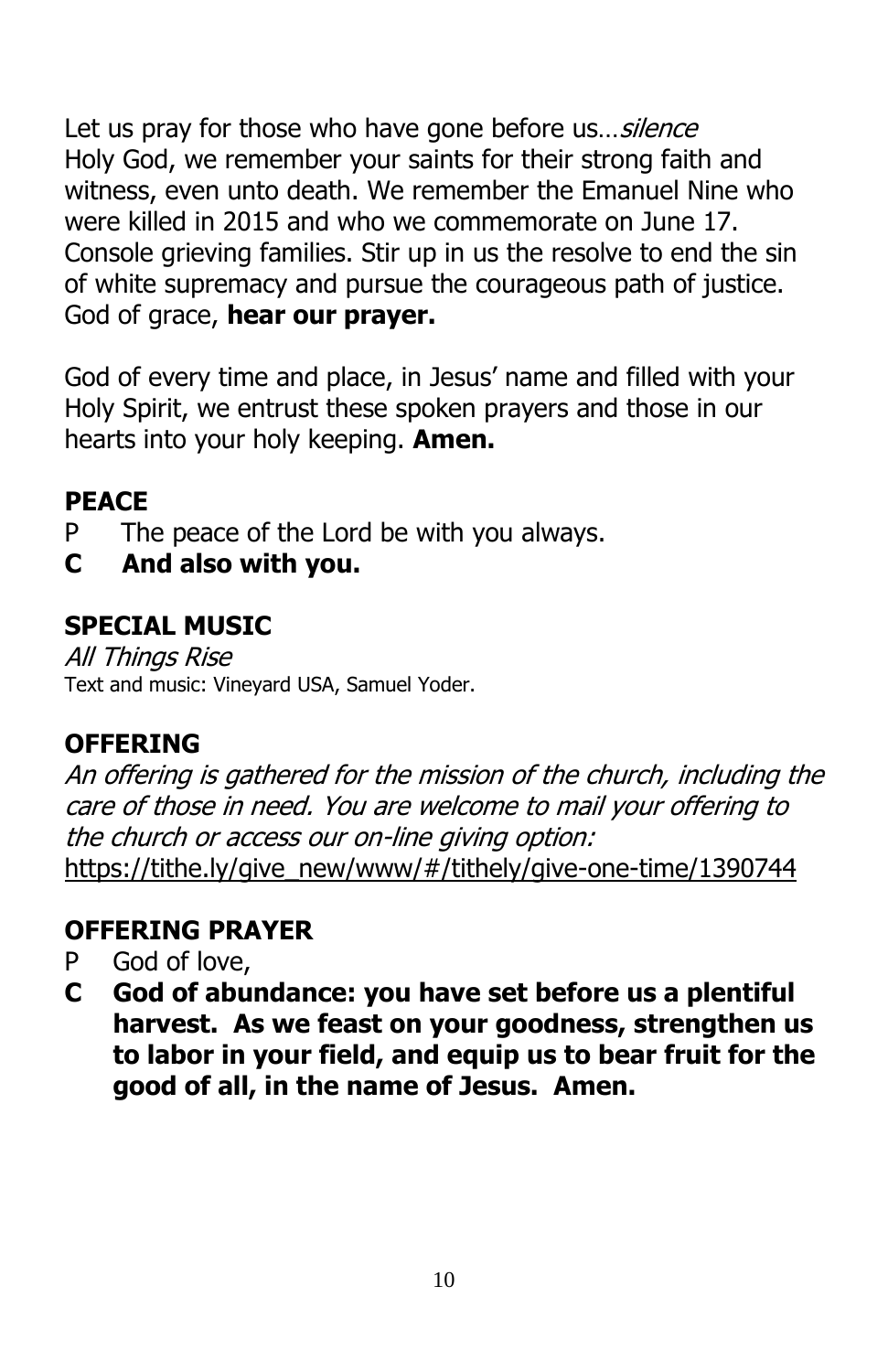Let us pray for those who have gone before us…*silence*
Holy God, we remember your saints for their strong faith and witness, even unto death. We remember the Emanuel Nine who were killed in 2015 and who we commemorate on June 17. Console grieving families. Stir up in us the resolve to end the sin of white supremacy and pursue the courageous path of justice. God of grace, **hear our prayer.**

God of every time and place, in Jesus' name and filled with your Holy Spirit, we entrust these spoken prayers and those in our hearts into your holy keeping. **Amen.**

## PEACE

P The peace of the Lord be with you always.
**C And also with you.**

## SPECIAL MUSIC

*All Things Rise*
Text and music: Vineyard USA, Samuel Yoder.

## OFFERING

*An offering is gathered for the mission of the church, including the care of those in need. You are welcome to mail your offering to the church or access our on-line giving option:*
https://tithe.ly/give_new/www/#/tithely/give-one-time/1390744

## OFFERING PRAYER

P God of love,
**C God of abundance: you have set before us a plentiful harvest. As we feast on your goodness, strengthen us to labor in your field, and equip us to bear fruit for the good of all, in the name of Jesus. Amen.**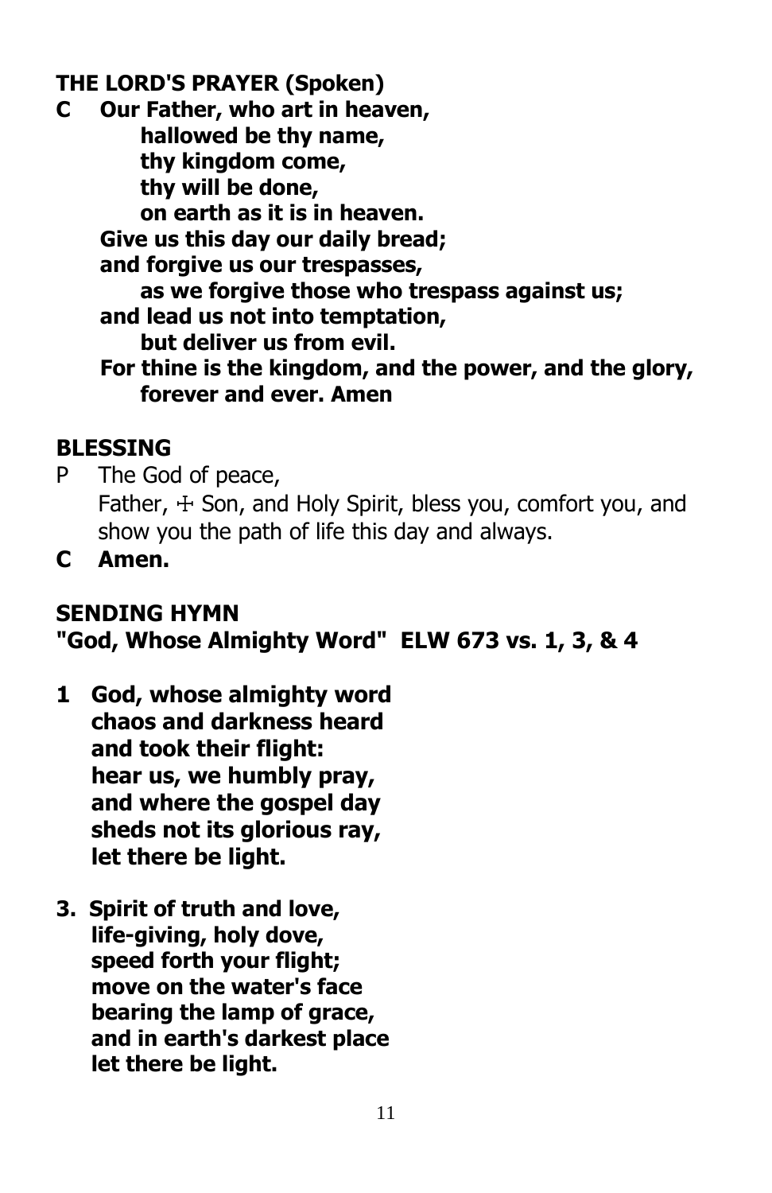## THE LORD'S PRAYER (Spoken)

**C Our Father, who art in heaven,**
**hallowed be thy name,**
**thy kingdom come,**
**thy will be done,**
**on earth as it is in heaven.**
**Give us this day our daily bread;**
**and forgive us our trespasses,**
**as we forgive those who trespass against us;**
**and lead us not into temptation,**
**but deliver us from evil.**
**For thine is the kingdom, and the power, and the glory,**
**forever and ever. Amen**

## BLESSING

P The God of peace,
Father, ☩ Son, and Holy Spirit, bless you, comfort you, and show you the path of life this day and always.

**C Amen.**

## SENDING HYMN
## "God, Whose Almighty Word" ELW 673 vs. 1, 3, & 4

**1 God, whose almighty word**
**chaos and darkness heard**
**and took their flight:**
**hear us, we humbly pray,**
**and where the gospel day**
**sheds not its glorious ray,**
**let there be light.**

**3. Spirit of truth and love,**
**life-giving, holy dove,**
**speed forth your flight;**
**move on the water's face**
**bearing the lamp of grace,**
**and in earth's darkest place**
**let there be light.**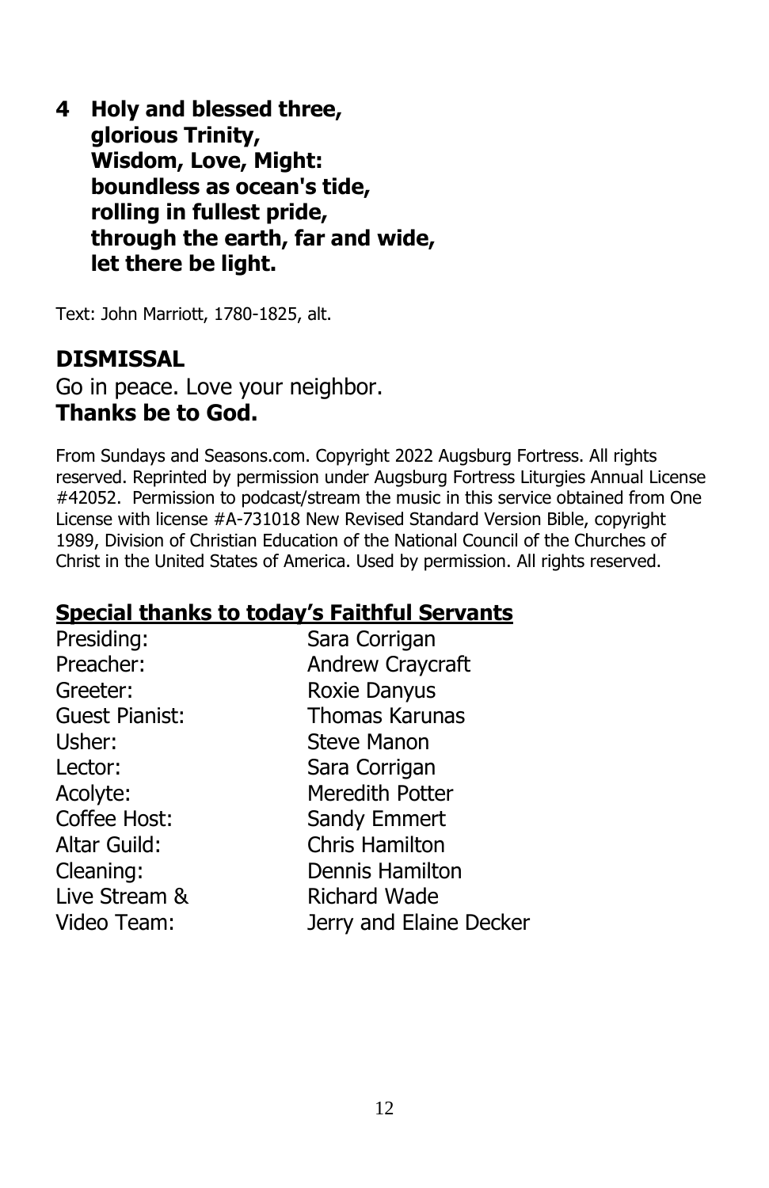**4 Holy and blessed three,**
**glorious Trinity,**
**Wisdom, Love, Might:**
**boundless as ocean's tide,**
**rolling in fullest pride,**
**through the earth, far and wide,**
**let there be light.**

Text: John Marriott, 1780-1825, alt.

## DISMISSAL

Go in peace. Love your neighbor.
**Thanks be to God.**

From Sundays and Seasons.com. Copyright 2022 Augsburg Fortress. All rights reserved. Reprinted by permission under Augsburg Fortress Liturgies Annual License #42052. Permission to podcast/stream the music in this service obtained from One License with license #A-731018 New Revised Standard Version Bible, copyright 1989, Division of Christian Education of the National Council of the Churches of Christ in the United States of America. Used by permission. All rights reserved.

## Special thanks to today's Faithful Servants

| | |
|---|---|
| Presiding: | Sara Corrigan |
| Preacher: | Andrew Craycraft |
| Greeter: | Roxie Danyus |
| Guest Pianist: | Thomas Karunas |
| Usher: | Steve Manon |
| Lector: | Sara Corrigan |
| Acolyte: | Meredith Potter |
| Coffee Host: | Sandy Emmert |
| Altar Guild: | Chris Hamilton |
| Cleaning: | Dennis Hamilton |
| Live Stream & Video Team: | Richard Wade<br>Jerry and Elaine Decker |